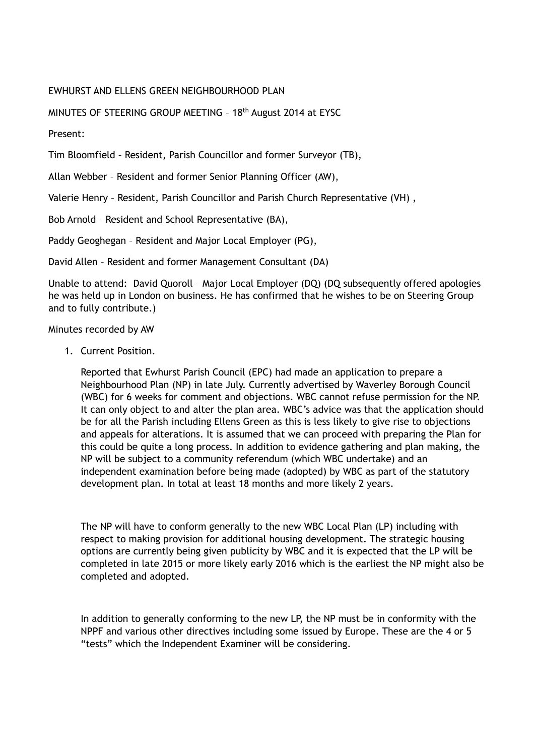EWHURST AND ELLENS GREEN NEIGHBOURHOOD PLAN

MINUTES OF STEERING GROUP MEETING – 18th August 2014 at EYSC

Present:

Tim Bloomfield – Resident, Parish Councillor and former Surveyor (TB),

Allan Webber – Resident and former Senior Planning Officer (AW),

Valerie Henry – Resident, Parish Councillor and Parish Church Representative (VH) ,

Bob Arnold – Resident and School Representative (BA),

Paddy Geoghegan – Resident and Major Local Employer (PG),

David Allen – Resident and former Management Consultant (DA)

Unable to attend: David Quoroll – Major Local Employer (DQ) (DQ subsequently offered apologies he was held up in London on business. He has confirmed that he wishes to be on Steering Group and to fully contribute.)

Minutes recorded by AW

1. Current Position.

   Reported that Ewhurst Parish Council (EPC) had made an application to prepare a Neighbourhood Plan (NP) in late July. Currently advertised by Waverley Borough Council (WBC) for 6 weeks for comment and objections. WBC cannot refuse permission for the NP. It can only object to and alter the plan area. WBC's advice was that the application should be for all the Parish including Ellens Green as this is less likely to give rise to objections and appeals for alterations. It is assumed that we can proceed with preparing the Plan for this could be quite a long process. In addition to evidence gathering and plan making, the NP will be subject to a community referendum (which WBC undertake) and an independent examination before being made (adopted) by WBC as part of the statutory development plan. In total at least 18 months and more likely 2 years.

   The NP will have to conform generally to the new WBC Local Plan (LP) including with respect to making provision for additional housing development. The strategic housing options are currently being given publicity by WBC and it is expected that the LP will be completed in late 2015 or more likely early 2016 which is the earliest the NP might also be completed and adopted.

   In addition to generally conforming to the new LP, the NP must be in conformity with the NPPF and various other directives including some issued by Europe. These are the 4 or 5 "tests" which the Independent Examiner will be considering.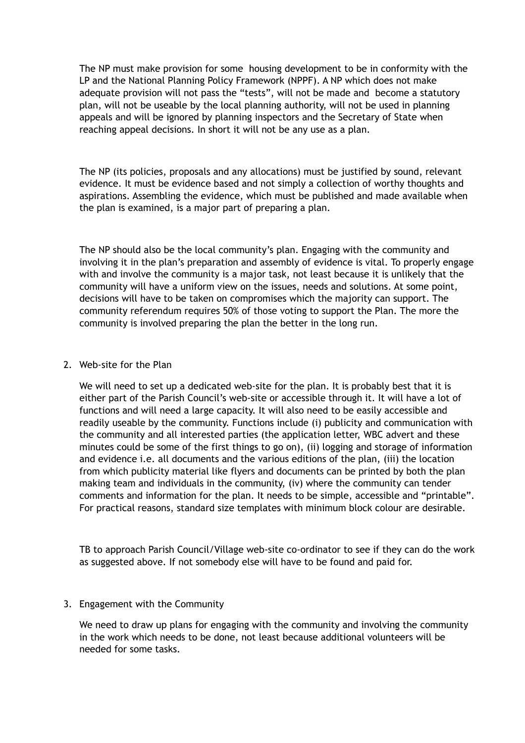The NP must make provision for some housing development to be in conformity with the LP and the National Planning Policy Framework (NPPF). A NP which does not make adequate provision will not pass the “tests”, will not be made and become a statutory plan, will not be useable by the local planning authority, will not be used in planning appeals and will be ignored by planning inspectors and the Secretary of State when reaching appeal decisions. In short it will not be any use as a plan.

The NP (its policies, proposals and any allocations) must be justified by sound, relevant evidence. It must be evidence based and not simply a collection of worthy thoughts and aspirations. Assembling the evidence, which must be published and made available when the plan is examined, is a major part of preparing a plan.

The NP should also be the local community’s plan. Engaging with the community and involving it in the plan’s preparation and assembly of evidence is vital. To properly engage with and involve the community is a major task, not least because it is unlikely that the community will have a uniform view on the issues, needs and solutions. At some point, decisions will have to be taken on compromises which the majority can support. The community referendum requires 50% of those voting to support the Plan. The more the community is involved preparing the plan the better in the long run.

2. Web-site for the Plan

   We will need to set up a dedicated web-site for the plan. It is probably best that it is either part of the Parish Council’s web-site or accessible through it. It will have a lot of functions and will need a large capacity. It will also need to be easily accessible and readily useable by the community. Functions include (i) publicity and communication with the community and all interested parties (the application letter, WBC advert and these minutes could be some of the first things to go on), (ii) logging and storage of information and evidence i.e. all documents and the various editions of the plan, (iii) the location from which publicity material like flyers and documents can be printed by both the plan making team and individuals in the community, (iv) where the community can tender comments and information for the plan. It needs to be simple, accessible and “printable”. For practical reasons, standard size templates with minimum block colour are desirable.

   TB to approach Parish Council/Village web-site co-ordinator to see if they can do the work as suggested above. If not somebody else will have to be found and paid for.

3. Engagement with the Community

   We need to draw up plans for engaging with the community and involving the community in the work which needs to be done, not least because additional volunteers will be needed for some tasks.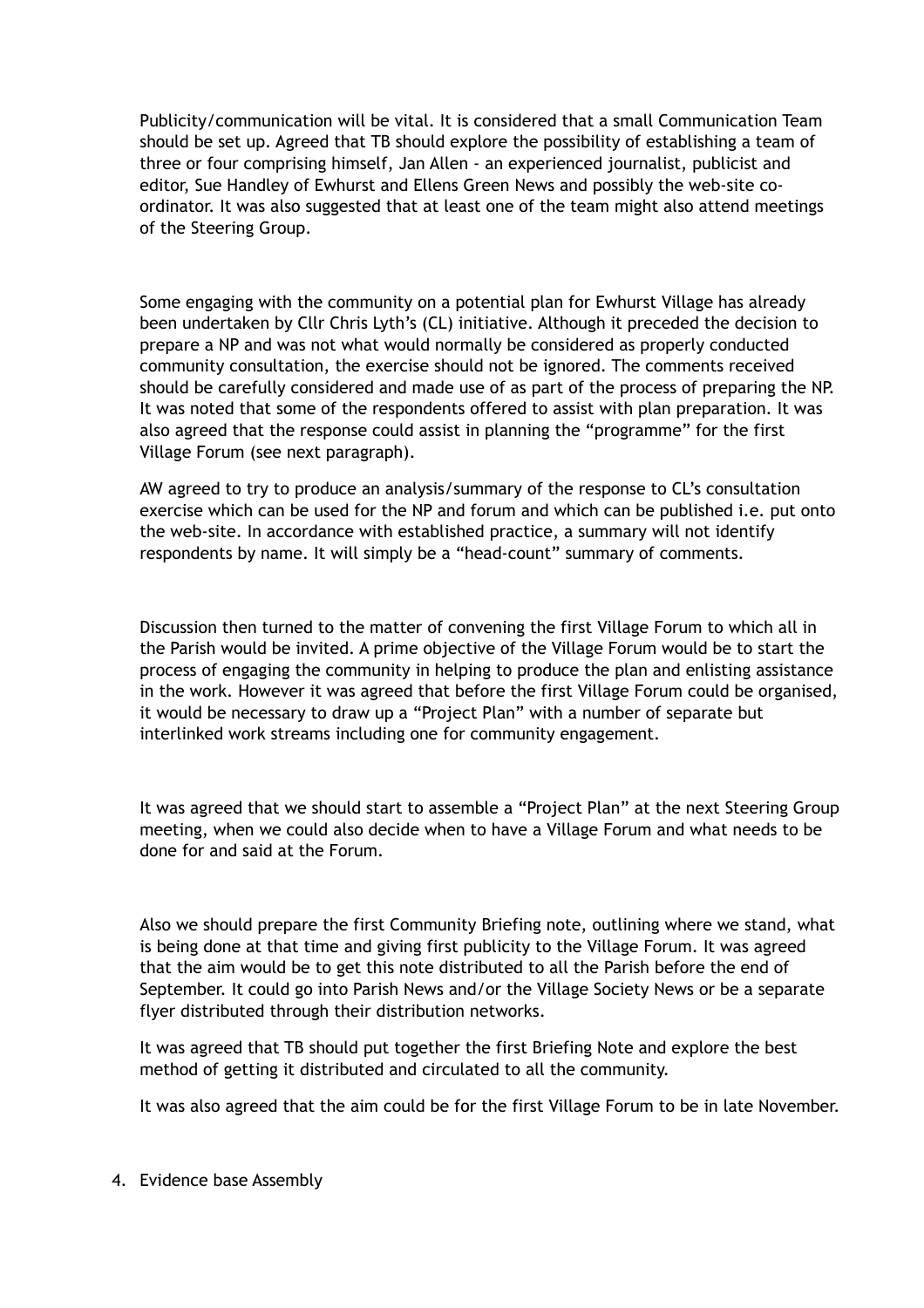Publicity/communication will be vital. It is considered that a small Communication Team should be set up. Agreed that TB should explore the possibility of establishing a team of three or four comprising himself, Jan Allen - an experienced journalist, publicist and editor, Sue Handley of Ewhurst and Ellens Green News and possibly the web-site co-ordinator. It was also suggested that at least one of the team might also attend meetings of the Steering Group.

Some engaging with the community on a potential plan for Ewhurst Village has already been undertaken by Cllr Chris Lyth's (CL) initiative. Although it preceded the decision to prepare a NP and was not what would normally be considered as properly conducted community consultation, the exercise should not be ignored. The comments received should be carefully considered and made use of as part of the process of preparing the NP. It was noted that some of the respondents offered to assist with plan preparation. It was also agreed that the response could assist in planning the "programme" for the first Village Forum (see next paragraph).

AW agreed to try to produce an analysis/summary of the response to CL's consultation exercise which can be used for the NP and forum and which can be published i.e. put onto the web-site. In accordance with established practice, a summary will not identify respondents by name. It will simply be a "head-count" summary of comments.

Discussion then turned to the matter of convening the first Village Forum to which all in the Parish would be invited. A prime objective of the Village Forum would be to start the process of engaging the community in helping to produce the plan and enlisting assistance in the work. However it was agreed that before the first Village Forum could be organised, it would be necessary to draw up a "Project Plan" with a number of separate but interlinked work streams including one for community engagement.

It was agreed that we should start to assemble a "Project Plan" at the next Steering Group meeting, when we could also decide when to have a Village Forum and what needs to be done for and said at the Forum.

Also we should prepare the first Community Briefing note, outlining where we stand, what is being done at that time and giving first publicity to the Village Forum. It was agreed that the aim would be to get this note distributed to all the Parish before the end of September. It could go into Parish News and/or the Village Society News or be a separate flyer distributed through their distribution networks.

It was agreed that TB should put together the first Briefing Note and explore the best method of getting it distributed and circulated to all the community.

It was also agreed that the aim could be for the first Village Forum to be in late November.

4. Evidence base Assembly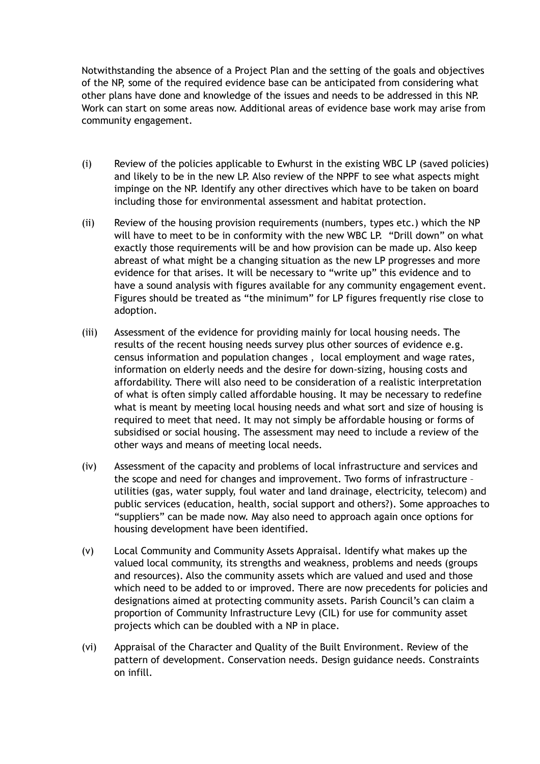Notwithstanding the absence of a Project Plan and the setting of the goals and objectives of the NP, some of the required evidence base can be anticipated from considering what other plans have done and knowledge of the issues and needs to be addressed in this NP. Work can start on some areas now. Additional areas of evidence base work may arise from community engagement.

(i) Review of the policies applicable to Ewhurst in the existing WBC LP (saved policies) and likely to be in the new LP. Also review of the NPPF to see what aspects might impinge on the NP. Identify any other directives which have to be taken on board including those for environmental assessment and habitat protection.

(ii) Review of the housing provision requirements (numbers, types etc.) which the NP will have to meet to be in conformity with the new WBC LP. "Drill down" on what exactly those requirements will be and how provision can be made up. Also keep abreast of what might be a changing situation as the new LP progresses and more evidence for that arises. It will be necessary to "write up" this evidence and to have a sound analysis with figures available for any community engagement event. Figures should be treated as "the minimum" for LP figures frequently rise close to adoption.

(iii) Assessment of the evidence for providing mainly for local housing needs. The results of the recent housing needs survey plus other sources of evidence e.g. census information and population changes , local employment and wage rates, information on elderly needs and the desire for down-sizing, housing costs and affordability. There will also need to be consideration of a realistic interpretation of what is often simply called affordable housing. It may be necessary to redefine what is meant by meeting local housing needs and what sort and size of housing is required to meet that need. It may not simply be affordable housing or forms of subsidised or social housing. The assessment may need to include a review of the other ways and means of meeting local needs.

(iv) Assessment of the capacity and problems of local infrastructure and services and the scope and need for changes and improvement. Two forms of infrastructure – utilities (gas, water supply, foul water and land drainage, electricity, telecom) and public services (education, health, social support and others?). Some approaches to "suppliers" can be made now. May also need to approach again once options for housing development have been identified.

(v) Local Community and Community Assets Appraisal. Identify what makes up the valued local community, its strengths and weakness, problems and needs (groups and resources). Also the community assets which are valued and used and those which need to be added to or improved. There are now precedents for policies and designations aimed at protecting community assets. Parish Council's can claim a proportion of Community Infrastructure Levy (CIL) for use for community asset projects which can be doubled with a NP in place.

(vi) Appraisal of the Character and Quality of the Built Environment. Review of the pattern of development. Conservation needs. Design guidance needs. Constraints on infill.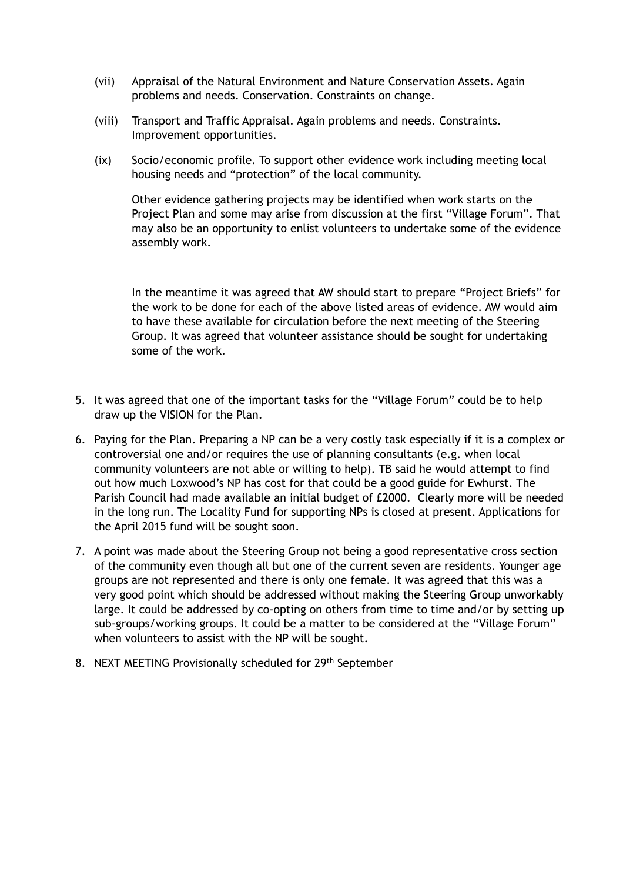(vii) Appraisal of the Natural Environment and Nature Conservation Assets. Again problems and needs. Conservation. Constraints on change.

(viii) Transport and Traffic Appraisal. Again problems and needs. Constraints. Improvement opportunities.

(ix) Socio/economic profile. To support other evidence work including meeting local housing needs and "protection" of the local community.

Other evidence gathering projects may be identified when work starts on the Project Plan and some may arise from discussion at the first "Village Forum". That may also be an opportunity to enlist volunteers to undertake some of the evidence assembly work.

In the meantime it was agreed that AW should start to prepare "Project Briefs" for the work to be done for each of the above listed areas of evidence. AW would aim to have these available for circulation before the next meeting of the Steering Group. It was agreed that volunteer assistance should be sought for undertaking some of the work.

5. It was agreed that one of the important tasks for the "Village Forum" could be to help draw up the VISION for the Plan.

6. Paying for the Plan. Preparing a NP can be a very costly task especially if it is a complex or controversial one and/or requires the use of planning consultants (e.g. when local community volunteers are not able or willing to help). TB said he would attempt to find out how much Loxwood's NP has cost for that could be a good guide for Ewhurst. The Parish Council had made available an initial budget of £2000. Clearly more will be needed in the long run. The Locality Fund for supporting NPs is closed at present. Applications for the April 2015 fund will be sought soon.

7. A point was made about the Steering Group not being a good representative cross section of the community even though all but one of the current seven are residents. Younger age groups are not represented and there is only one female. It was agreed that this was a very good point which should be addressed without making the Steering Group unworkably large. It could be addressed by co-opting on others from time to time and/or by setting up sub-groups/working groups. It could be a matter to be considered at the "Village Forum" when volunteers to assist with the NP will be sought.

8. NEXT MEETING Provisionally scheduled for 29th September